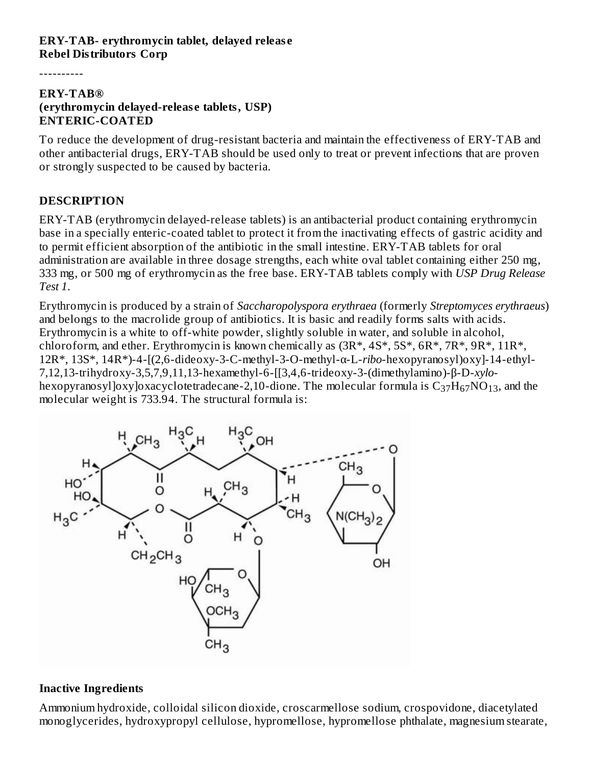**ERY-TAB- erythromycin tablet, delayed release**
**Rebel Distributors Corp**

----------

**ERY-TAB®**
**(erythromycin delayed-release tablets, USP)**
**ENTERIC-COATED**

To reduce the development of drug-resistant bacteria and maintain the effectiveness of ERY-TAB and other antibacterial drugs, ERY-TAB should be used only to treat or prevent infections that are proven or strongly suspected to be caused by bacteria.

## DESCRIPTION

ERY-TAB (erythromycin delayed-release tablets) is an antibacterial product containing erythromycin base in a specially enteric-coated tablet to protect it from the inactivating effects of gastric acidity and to permit efficient absorption of the antibiotic in the small intestine. ERY-TAB tablets for oral administration are available in three dosage strengths, each white oval tablet containing either 250 mg, 333 mg, or 500 mg of erythromycin as the free base. ERY-TAB tablets comply with *USP Drug Release Test 1*.

Erythromycin is produced by a strain of *Saccharopolyspora erythraea* (formerly *Streptomyces erythraeus*) and belongs to the macrolide group of antibiotics. It is basic and readily forms salts with acids. Erythromycin is a white to off-white powder, slightly soluble in water, and soluble in alcohol, chloroform, and ether. Erythromycin is known chemically as (3R*, 4S*, 5S*, 6R*, 7R*, 9R*, 11R*, 12R*, 13S*, 14R*)-4-[(2,6-dideoxy-3-C-methyl-3-O-methyl-α-L-*ribo*-hexopyranosyl)oxy]-14-ethyl-7,12,13-trihydroxy-3,5,7,9,11,13-hexamethyl-6-[[3,4,6-trideoxy-3-(dimethylamino)-β-D-*xylo*-hexopyranosyl]oxy]oxacyclotetradecane-2,10-dione. The molecular formula is $C_{37}H_{67}NO_{13}$, and the molecular weight is 733.94. The structural formula is:

### Inactive Ingredients

Ammonium hydroxide, colloidal silicon dioxide, croscarmellose sodium, crospovidone, diacetylated monoglycerides, hydroxypropyl cellulose, hypromellose, hypromellose phthalate, magnesium stearate,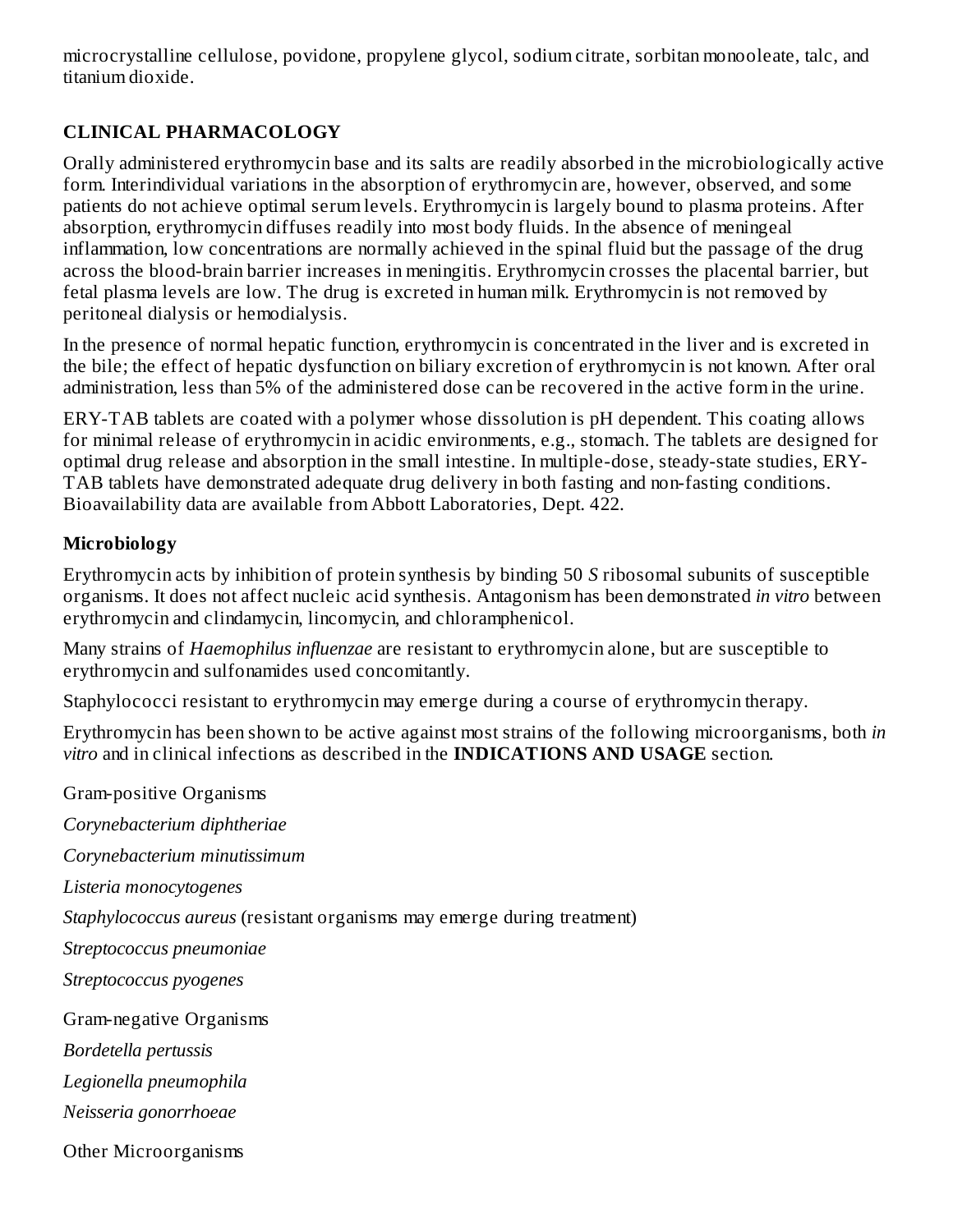microcrystalline cellulose, povidone, propylene glycol, sodium citrate, sorbitan monooleate, talc, and titanium dioxide.

## CLINICAL PHARMACOLOGY

Orally administered erythromycin base and its salts are readily absorbed in the microbiologically active form. Interindividual variations in the absorption of erythromycin are, however, observed, and some patients do not achieve optimal serum levels. Erythromycin is largely bound to plasma proteins. After absorption, erythromycin diffuses readily into most body fluids. In the absence of meningeal inflammation, low concentrations are normally achieved in the spinal fluid but the passage of the drug across the blood-brain barrier increases in meningitis. Erythromycin crosses the placental barrier, but fetal plasma levels are low. The drug is excreted in human milk. Erythromycin is not removed by peritoneal dialysis or hemodialysis.

In the presence of normal hepatic function, erythromycin is concentrated in the liver and is excreted in the bile; the effect of hepatic dysfunction on biliary excretion of erythromycin is not known. After oral administration, less than 5% of the administered dose can be recovered in the active form in the urine.

ERY-TAB tablets are coated with a polymer whose dissolution is pH dependent. This coating allows for minimal release of erythromycin in acidic environments, e.g., stomach. The tablets are designed for optimal drug release and absorption in the small intestine. In multiple-dose, steady-state studies, ERY-TAB tablets have demonstrated adequate drug delivery in both fasting and non-fasting conditions. Bioavailability data are available from Abbott Laboratories, Dept. 422.

### Microbiology

Erythromycin acts by inhibition of protein synthesis by binding 50 *S* ribosomal subunits of susceptible organisms. It does not affect nucleic acid synthesis. Antagonism has been demonstrated *in vitro* between erythromycin and clindamycin, lincomycin, and chloramphenicol.

Many strains of *Haemophilus influenzae* are resistant to erythromycin alone, but are susceptible to erythromycin and sulfonamides used concomitantly.

Staphylococci resistant to erythromycin may emerge during a course of erythromycin therapy.

Erythromycin has been shown to be active against most strains of the following microorganisms, both *in vitro* and in clinical infections as described in the **INDICATIONS AND USAGE** section.

Gram-positive Organisms

*Corynebacterium diphtheriae*

*Corynebacterium minutissimum*

*Listeria monocytogenes*

*Staphylococcus aureus* (resistant organisms may emerge during treatment)

*Streptococcus pneumoniae*

*Streptococcus pyogenes*

Gram-negative Organisms

*Bordetella pertussis*

*Legionella pneumophila*

*Neisseria gonorrhoeae*

Other Microorganisms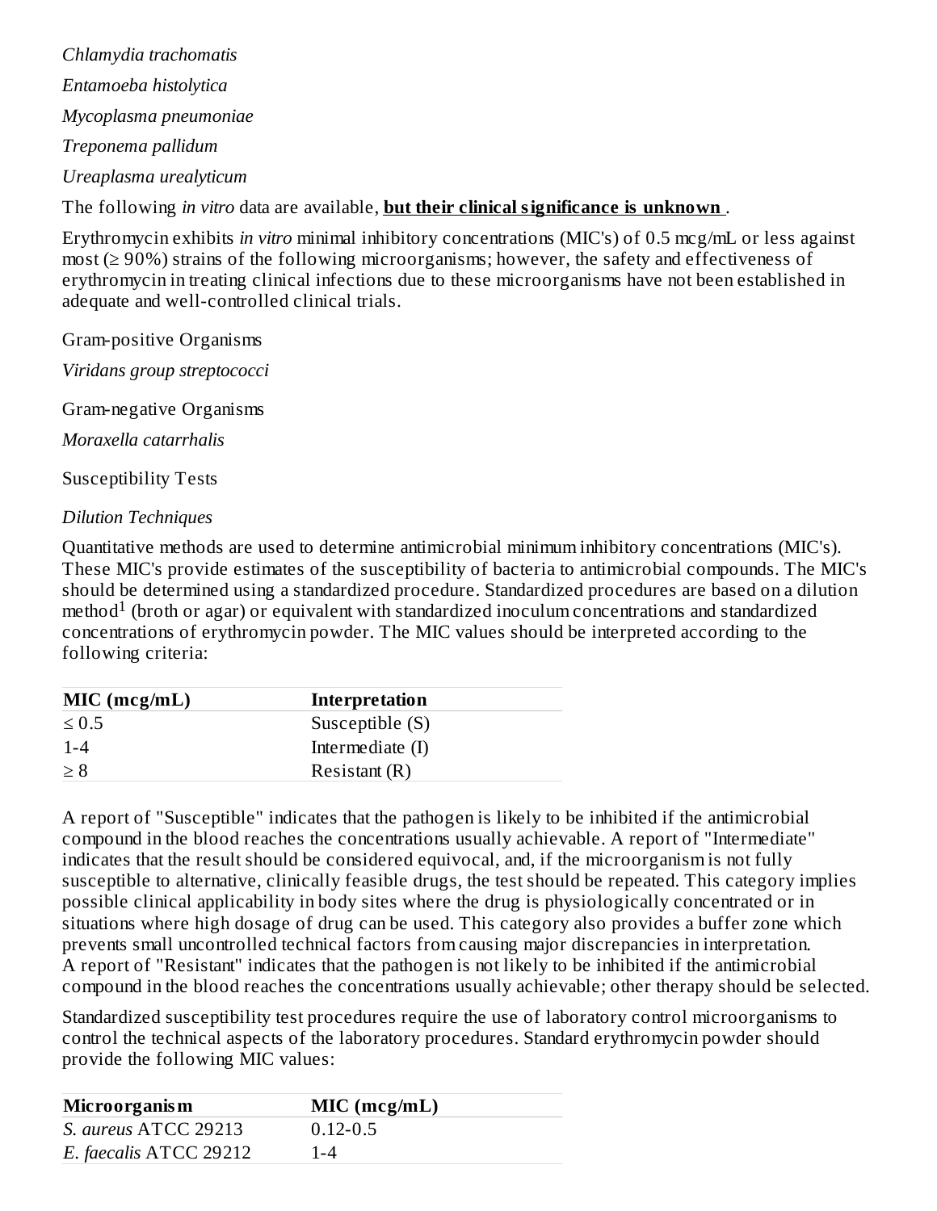*Chlamydia trachomatis*

*Entamoeba histolytica*

*Mycoplasma pneumoniae*

*Treponema pallidum*

*Ureaplasma urealyticum*

The following *in vitro* data are available, **but their clinical significance is unknown** .

Erythromycin exhibits *in vitro* minimal inhibitory concentrations (MIC's) of 0.5 mcg/mL or less against most (≥ 90%) strains of the following microorganisms; however, the safety and effectiveness of erythromycin in treating clinical infections due to these microorganisms have not been established in adequate and well-controlled clinical trials.

Gram-positive Organisms

*Viridans group streptococci*

Gram-negative Organisms

*Moraxella catarrhalis*

Susceptibility Tests

*Dilution Techniques*

Quantitative methods are used to determine antimicrobial minimum inhibitory concentrations (MIC's). These MIC's provide estimates of the susceptibility of bacteria to antimicrobial compounds. The MIC's should be determined using a standardized procedure. Standardized procedures are based on a dilution method[1] (broth or agar) or equivalent with standardized inoculum concentrations and standardized concentrations of erythromycin powder. The MIC values should be interpreted according to the following criteria:

| **MIC (mcg/mL)** | **Interpretation** |
|---|---|
| ≤ 0.5 | Susceptible (S) |
| 1-4 | Intermediate (I) |
| ≥ 8 | Resistant (R) |

A report of "Susceptible" indicates that the pathogen is likely to be inhibited if the antimicrobial compound in the blood reaches the concentrations usually achievable. A report of "Intermediate" indicates that the result should be considered equivocal, and, if the microorganism is not fully susceptible to alternative, clinically feasible drugs, the test should be repeated. This category implies possible clinical applicability in body sites where the drug is physiologically concentrated or in situations where high dosage of drug can be used. This category also provides a buffer zone which prevents small uncontrolled technical factors from causing major discrepancies in interpretation. A report of "Resistant" indicates that the pathogen is not likely to be inhibited if the antimicrobial compound in the blood reaches the concentrations usually achievable; other therapy should be selected.

Standardized susceptibility test procedures require the use of laboratory control microorganisms to control the technical aspects of the laboratory procedures. Standard erythromycin powder should provide the following MIC values:

| **Microorganism** | **MIC (mcg/mL)** |
|---|---|
| *S. aureus* ATCC 29213 | 0.12-0.5 |
| *E. faecalis* ATCC 29212 | 1-4 |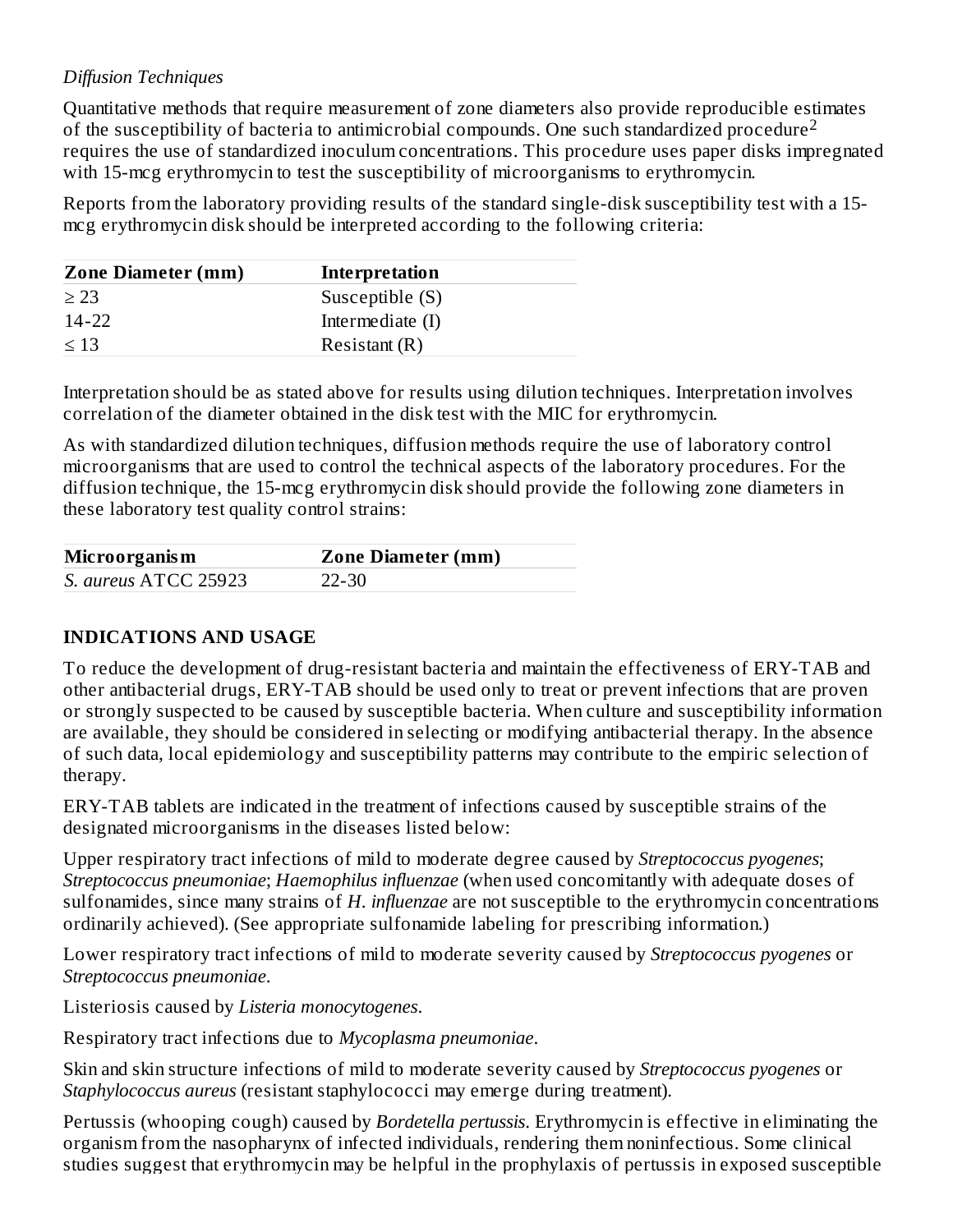*Diffusion Techniques*

Quantitative methods that require measurement of zone diameters also provide reproducible estimates of the susceptibility of bacteria to antimicrobial compounds. One such standardized procedure[2] requires the use of standardized inoculum concentrations. This procedure uses paper disks impregnated with 15-mcg erythromycin to test the susceptibility of microorganisms to erythromycin.

Reports from the laboratory providing results of the standard single-disk susceptibility test with a 15-mcg erythromycin disk should be interpreted according to the following criteria:

| Zone Diameter (mm) | Interpretation |
|---|---|
| ≥ 23 | Susceptible (S) |
| 14-22 | Intermediate (I) |
| ≤ 13 | Resistant (R) |

Interpretation should be as stated above for results using dilution techniques. Interpretation involves correlation of the diameter obtained in the disk test with the MIC for erythromycin.

As with standardized dilution techniques, diffusion methods require the use of laboratory control microorganisms that are used to control the technical aspects of the laboratory procedures. For the diffusion technique, the 15-mcg erythromycin disk should provide the following zone diameters in these laboratory test quality control strains:

| Microorganism | Zone Diameter (mm) |
|---|---|
| *S. aureus* ATCC 25923 | 22-30 |

## INDICATIONS AND USAGE

To reduce the development of drug-resistant bacteria and maintain the effectiveness of ERY-TAB and other antibacterial drugs, ERY-TAB should be used only to treat or prevent infections that are proven or strongly suspected to be caused by susceptible bacteria. When culture and susceptibility information are available, they should be considered in selecting or modifying antibacterial therapy. In the absence of such data, local epidemiology and susceptibility patterns may contribute to the empiric selection of therapy.

ERY-TAB tablets are indicated in the treatment of infections caused by susceptible strains of the designated microorganisms in the diseases listed below:

Upper respiratory tract infections of mild to moderate degree caused by *Streptococcus pyogenes*; *Streptococcus pneumoniae*; *Haemophilus influenzae* (when used concomitantly with adequate doses of sulfonamides, since many strains of *H. influenzae* are not susceptible to the erythromycin concentrations ordinarily achieved). (See appropriate sulfonamide labeling for prescribing information.)

Lower respiratory tract infections of mild to moderate severity caused by *Streptococcus pyogenes* or *Streptococcus pneumoniae*.

Listeriosis caused by *Listeria monocytogenes*.

Respiratory tract infections due to *Mycoplasma pneumoniae*.

Skin and skin structure infections of mild to moderate severity caused by *Streptococcus pyogenes* or *Staphylococcus aureus* (resistant staphylococci may emerge during treatment).

Pertussis (whooping cough) caused by *Bordetella pertussis*. Erythromycin is effective in eliminating the organism from the nasopharynx of infected individuals, rendering them noninfectious. Some clinical studies suggest that erythromycin may be helpful in the prophylaxis of pertussis in exposed susceptible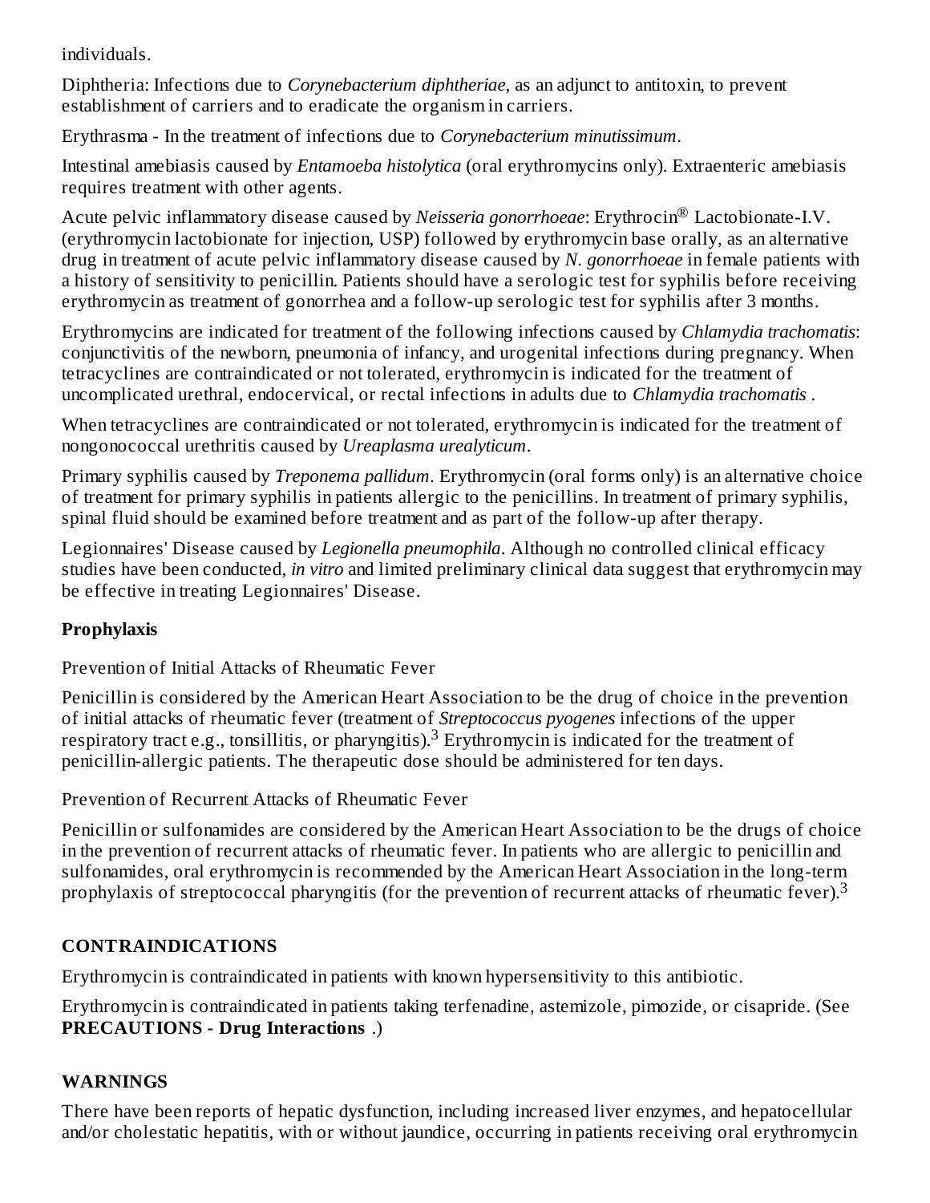individuals.

Diphtheria: Infections due to *Corynebacterium diphtheriae*, as an adjunct to antitoxin, to prevent establishment of carriers and to eradicate the organism in carriers.

Erythrasma - In the treatment of infections due to *Corynebacterium minutissimum*.

Intestinal amebiasis caused by *Entamoeba histolytica* (oral erythromycins only). Extraenteric amebiasis requires treatment with other agents.

Acute pelvic inflammatory disease caused by *Neisseria gonorrhoeae*: Erythrocin® Lactobionate-I.V. (erythromycin lactobionate for injection, USP) followed by erythromycin base orally, as an alternative drug in treatment of acute pelvic inflammatory disease caused by *N. gonorrhoeae* in female patients with a history of sensitivity to penicillin. Patients should have a serologic test for syphilis before receiving erythromycin as treatment of gonorrhea and a follow-up serologic test for syphilis after 3 months.

Erythromycins are indicated for treatment of the following infections caused by *Chlamydia trachomatis*: conjunctivitis of the newborn, pneumonia of infancy, and urogenital infections during pregnancy. When tetracyclines are contraindicated or not tolerated, erythromycin is indicated for the treatment of uncomplicated urethral, endocervical, or rectal infections in adults due to *Chlamydia trachomatis* .

When tetracyclines are contraindicated or not tolerated, erythromycin is indicated for the treatment of nongonococcal urethritis caused by *Ureaplasma urealyticum*.

Primary syphilis caused by *Treponema pallidum*. Erythromycin (oral forms only) is an alternative choice of treatment for primary syphilis in patients allergic to the penicillins. In treatment of primary syphilis, spinal fluid should be examined before treatment and as part of the follow-up after therapy.

Legionnaires' Disease caused by *Legionella pneumophila*. Although no controlled clinical efficacy studies have been conducted, *in vitro* and limited preliminary clinical data suggest that erythromycin may be effective in treating Legionnaires' Disease.

**Prophylaxis**

Prevention of Initial Attacks of Rheumatic Fever

Penicillin is considered by the American Heart Association to be the drug of choice in the prevention of initial attacks of rheumatic fever (treatment of *Streptococcus pyogenes* infections of the upper respiratory tract e.g., tonsillitis, or pharyngitis).[3] Erythromycin is indicated for the treatment of penicillin-allergic patients. The therapeutic dose should be administered for ten days.

Prevention of Recurrent Attacks of Rheumatic Fever

Penicillin or sulfonamides are considered by the American Heart Association to be the drugs of choice in the prevention of recurrent attacks of rheumatic fever. In patients who are allergic to penicillin and sulfonamides, oral erythromycin is recommended by the American Heart Association in the long-term prophylaxis of streptococcal pharyngitis (for the prevention of recurrent attacks of rheumatic fever).[3]

## CONTRAINDICATIONS

Erythromycin is contraindicated in patients with known hypersensitivity to this antibiotic.

Erythromycin is contraindicated in patients taking terfenadine, astemizole, pimozide, or cisapride. (See **PRECAUTIONS - Drug Interactions** .)

## WARNINGS

There have been reports of hepatic dysfunction, including increased liver enzymes, and hepatocellular and/or cholestatic hepatitis, with or without jaundice, occurring in patients receiving oral erythromycin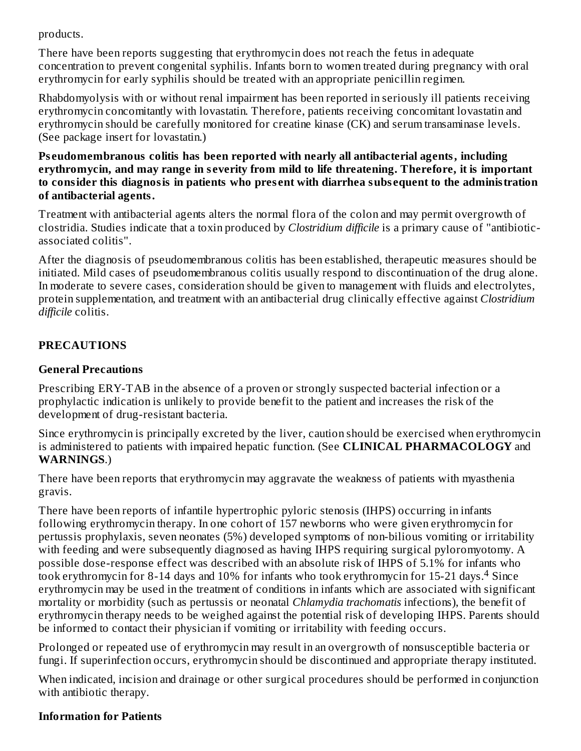products.

There have been reports suggesting that erythromycin does not reach the fetus in adequate concentration to prevent congenital syphilis. Infants born to women treated during pregnancy with oral erythromycin for early syphilis should be treated with an appropriate penicillin regimen.

Rhabdomyolysis with or without renal impairment has been reported in seriously ill patients receiving erythromycin concomitantly with lovastatin. Therefore, patients receiving concomitant lovastatin and erythromycin should be carefully monitored for creatine kinase (CK) and serum transaminase levels. (See package insert for lovastatin.)

**Pseudomembranous colitis has been reported with nearly all antibacterial agents, including erythromycin, and may range in severity from mild to life threatening. Therefore, it is important to consider this diagnosis in patients who present with diarrhea subsequent to the administration of antibacterial agents.**

Treatment with antibacterial agents alters the normal flora of the colon and may permit overgrowth of clostridia. Studies indicate that a toxin produced by *Clostridium difficile* is a primary cause of "antibiotic-associated colitis".

After the diagnosis of pseudomembranous colitis has been established, therapeutic measures should be initiated. Mild cases of pseudomembranous colitis usually respond to discontinuation of the drug alone. In moderate to severe cases, consideration should be given to management with fluids and electrolytes, protein supplementation, and treatment with an antibacterial drug clinically effective against *Clostridium difficile* colitis.

## PRECAUTIONS

### General Precautions

Prescribing ERY-TAB in the absence of a proven or strongly suspected bacterial infection or a prophylactic indication is unlikely to provide benefit to the patient and increases the risk of the development of drug-resistant bacteria.

Since erythromycin is principally excreted by the liver, caution should be exercised when erythromycin is administered to patients with impaired hepatic function. (See **CLINICAL PHARMACOLOGY** and **WARNINGS**.)

There have been reports that erythromycin may aggravate the weakness of patients with myasthenia gravis.

There have been reports of infantile hypertrophic pyloric stenosis (IHPS) occurring in infants following erythromycin therapy. In one cohort of 157 newborns who were given erythromycin for pertussis prophylaxis, seven neonates (5%) developed symptoms of non-bilious vomiting or irritability with feeding and were subsequently diagnosed as having IHPS requiring surgical pyloromyotomy. A possible dose-response effect was described with an absolute risk of IHPS of 5.1% for infants who took erythromycin for 8-14 days and 10% for infants who took erythromycin for 15-21 days.[4] Since erythromycin may be used in the treatment of conditions in infants which are associated with significant mortality or morbidity (such as pertussis or neonatal *Chlamydia trachomatis* infections), the benefit of erythromycin therapy needs to be weighed against the potential risk of developing IHPS. Parents should be informed to contact their physician if vomiting or irritability with feeding occurs.

Prolonged or repeated use of erythromycin may result in an overgrowth of nonsusceptible bacteria or fungi. If superinfection occurs, erythromycin should be discontinued and appropriate therapy instituted.

When indicated, incision and drainage or other surgical procedures should be performed in conjunction with antibiotic therapy.

### Information for Patients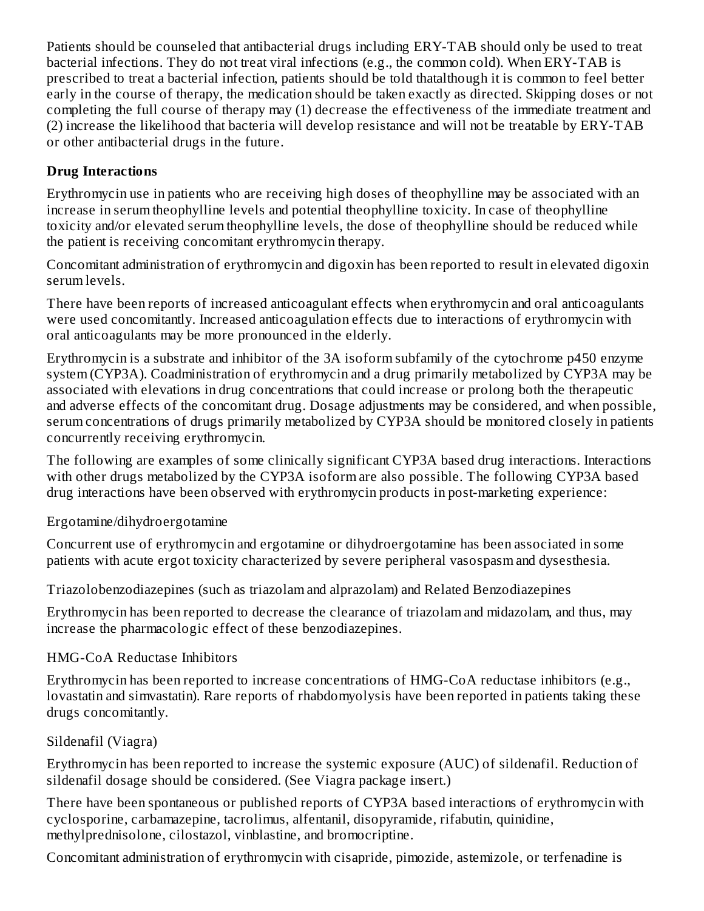Patients should be counseled that antibacterial drugs including ERY-TAB should only be used to treat bacterial infections. They do not treat viral infections (e.g., the common cold). When ERY-TAB is prescribed to treat a bacterial infection, patients should be told thatalthough it is common to feel better early in the course of therapy, the medication should be taken exactly as directed. Skipping doses or not completing the full course of therapy may (1) decrease the effectiveness of the immediate treatment and (2) increase the likelihood that bacteria will develop resistance and will not be treatable by ERY-TAB or other antibacterial drugs in the future.

**Drug Interactions**

Erythromycin use in patients who are receiving high doses of theophylline may be associated with an increase in serum theophylline levels and potential theophylline toxicity. In case of theophylline toxicity and/or elevated serum theophylline levels, the dose of theophylline should be reduced while the patient is receiving concomitant erythromycin therapy.

Concomitant administration of erythromycin and digoxin has been reported to result in elevated digoxin serum levels.

There have been reports of increased anticoagulant effects when erythromycin and oral anticoagulants were used concomitantly. Increased anticoagulation effects due to interactions of erythromycin with oral anticoagulants may be more pronounced in the elderly.

Erythromycin is a substrate and inhibitor of the 3A isoform subfamily of the cytochrome p450 enzyme system (CYP3A). Coadministration of erythromycin and a drug primarily metabolized by CYP3A may be associated with elevations in drug concentrations that could increase or prolong both the therapeutic and adverse effects of the concomitant drug. Dosage adjustments may be considered, and when possible, serum concentrations of drugs primarily metabolized by CYP3A should be monitored closely in patients concurrently receiving erythromycin.

The following are examples of some clinically significant CYP3A based drug interactions. Interactions with other drugs metabolized by the CYP3A isoform are also possible. The following CYP3A based drug interactions have been observed with erythromycin products in post-marketing experience:

Ergotamine/dihydroergotamine

Concurrent use of erythromycin and ergotamine or dihydroergotamine has been associated in some patients with acute ergot toxicity characterized by severe peripheral vasospasm and dysesthesia.

Triazolobenzodiazepines (such as triazolam and alprazolam) and Related Benzodiazepines

Erythromycin has been reported to decrease the clearance of triazolam and midazolam, and thus, may increase the pharmacologic effect of these benzodiazepines.

HMG-CoA Reductase Inhibitors

Erythromycin has been reported to increase concentrations of HMG-CoA reductase inhibitors (e.g., lovastatin and simvastatin). Rare reports of rhabdomyolysis have been reported in patients taking these drugs concomitantly.

Sildenafil (Viagra)

Erythromycin has been reported to increase the systemic exposure (AUC) of sildenafil. Reduction of sildenafil dosage should be considered. (See Viagra package insert.)

There have been spontaneous or published reports of CYP3A based interactions of erythromycin with cyclosporine, carbamazepine, tacrolimus, alfentanil, disopyramide, rifabutin, quinidine, methylprednisolone, cilostazol, vinblastine, and bromocriptine.

Concomitant administration of erythromycin with cisapride, pimozide, astemizole, or terfenadine is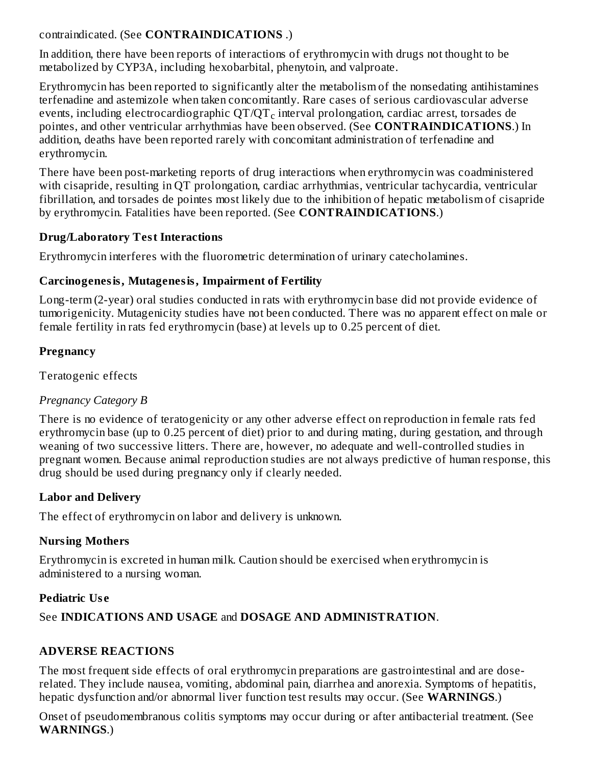contraindicated. (See **CONTRAINDICATIONS** .)

In addition, there have been reports of interactions of erythromycin with drugs not thought to be metabolized by CYP3A, including hexobarbital, phenytoin, and valproate.

Erythromycin has been reported to significantly alter the metabolism of the nonsedating antihistamines terfenadine and astemizole when taken concomitantly. Rare cases of serious cardiovascular adverse events, including electrocardiographic $QT/QT_c$ interval prolongation, cardiac arrest, torsades de pointes, and other ventricular arrhythmias have been observed. (See **CONTRAINDICATIONS**.) In addition, deaths have been reported rarely with concomitant administration of terfenadine and erythromycin.

There have been post-marketing reports of drug interactions when erythromycin was coadministered with cisapride, resulting in QT prolongation, cardiac arrhythmias, ventricular tachycardia, ventricular fibrillation, and torsades de pointes most likely due to the inhibition of hepatic metabolism of cisapride by erythromycin. Fatalities have been reported. (See **CONTRAINDICATIONS**.)

**Drug/Laboratory Test Interactions**

Erythromycin interferes with the fluorometric determination of urinary catecholamines.

**Carcinogenesis, Mutagenesis, Impairment of Fertility**

Long-term (2-year) oral studies conducted in rats with erythromycin base did not provide evidence of tumorigenicity. Mutagenicity studies have not been conducted. There was no apparent effect on male or female fertility in rats fed erythromycin (base) at levels up to 0.25 percent of diet.

**Pregnancy**

Teratogenic effects

*Pregnancy Category B*

There is no evidence of teratogenicity or any other adverse effect on reproduction in female rats fed erythromycin base (up to 0.25 percent of diet) prior to and during mating, during gestation, and through weaning of two successive litters. There are, however, no adequate and well-controlled studies in pregnant women. Because animal reproduction studies are not always predictive of human response, this drug should be used during pregnancy only if clearly needed.

**Labor and Delivery**

The effect of erythromycin on labor and delivery is unknown.

**Nursing Mothers**

Erythromycin is excreted in human milk. Caution should be exercised when erythromycin is administered to a nursing woman.

**Pediatric Use**

See **INDICATIONS AND USAGE** and **DOSAGE AND ADMINISTRATION**.

## ADVERSE REACTIONS

The most frequent side effects of oral erythromycin preparations are gastrointestinal and are dose-related. They include nausea, vomiting, abdominal pain, diarrhea and anorexia. Symptoms of hepatitis, hepatic dysfunction and/or abnormal liver function test results may occur. (See **WARNINGS**.)

Onset of pseudomembranous colitis symptoms may occur during or after antibacterial treatment. (See **WARNINGS**.)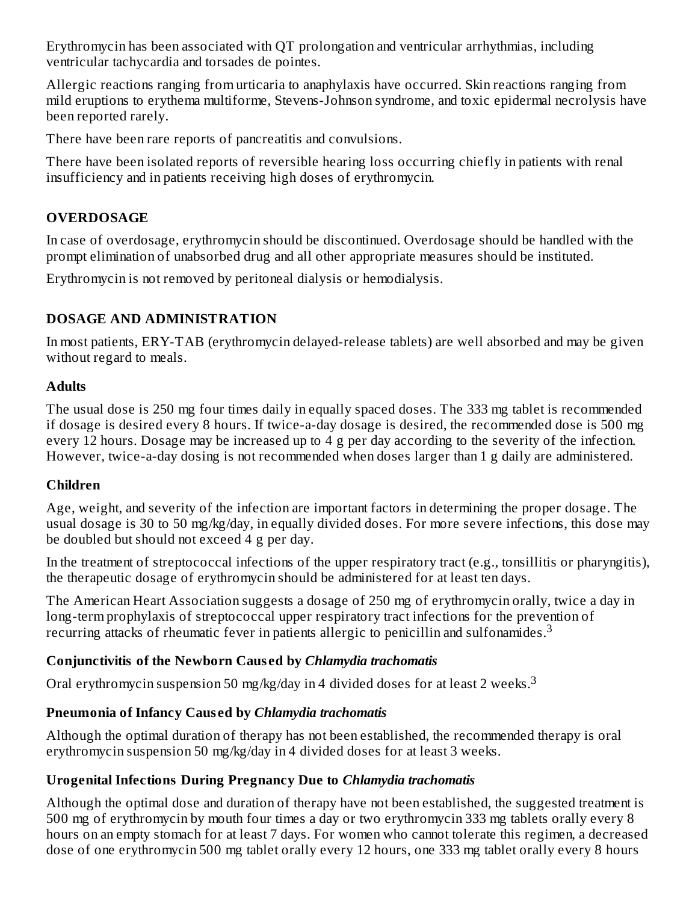Erythromycin has been associated with QT prolongation and ventricular arrhythmias, including ventricular tachycardia and torsades de pointes.

Allergic reactions ranging from urticaria to anaphylaxis have occurred. Skin reactions ranging from mild eruptions to erythema multiforme, Stevens-Johnson syndrome, and toxic epidermal necrolysis have been reported rarely.

There have been rare reports of pancreatitis and convulsions.

There have been isolated reports of reversible hearing loss occurring chiefly in patients with renal insufficiency and in patients receiving high doses of erythromycin.

## OVERDOSAGE

In case of overdosage, erythromycin should be discontinued. Overdosage should be handled with the prompt elimination of unabsorbed drug and all other appropriate measures should be instituted.

Erythromycin is not removed by peritoneal dialysis or hemodialysis.

## DOSAGE AND ADMINISTRATION

In most patients, ERY-TAB (erythromycin delayed-release tablets) are well absorbed and may be given without regard to meals.

### Adults

The usual dose is 250 mg four times daily in equally spaced doses. The 333 mg tablet is recommended if dosage is desired every 8 hours. If twice-a-day dosage is desired, the recommended dose is 500 mg every 12 hours. Dosage may be increased up to 4 g per day according to the severity of the infection. However, twice-a-day dosing is not recommended when doses larger than 1 g daily are administered.

### Children

Age, weight, and severity of the infection are important factors in determining the proper dosage. The usual dosage is 30 to 50 mg/kg/day, in equally divided doses. For more severe infections, this dose may be doubled but should not exceed 4 g per day.

In the treatment of streptococcal infections of the upper respiratory tract (e.g., tonsillitis or pharyngitis), the therapeutic dosage of erythromycin should be administered for at least ten days.

The American Heart Association suggests a dosage of 250 mg of erythromycin orally, twice a day in long-term prophylaxis of streptococcal upper respiratory tract infections for the prevention of recurring attacks of rheumatic fever in patients allergic to penicillin and sulfonamides.[3]

### Conjunctivitis of the Newborn Caused by *Chlamydia trachomatis*

Oral erythromycin suspension 50 mg/kg/day in 4 divided doses for at least 2 weeks.[3]

### Pneumonia of Infancy Caused by *Chlamydia trachomatis*

Although the optimal duration of therapy has not been established, the recommended therapy is oral erythromycin suspension 50 mg/kg/day in 4 divided doses for at least 3 weeks.

### Urogenital Infections During Pregnancy Due to *Chlamydia trachomatis*

Although the optimal dose and duration of therapy have not been established, the suggested treatment is 500 mg of erythromycin by mouth four times a day or two erythromycin 333 mg tablets orally every 8 hours on an empty stomach for at least 7 days. For women who cannot tolerate this regimen, a decreased dose of one erythromycin 500 mg tablet orally every 12 hours, one 333 mg tablet orally every 8 hours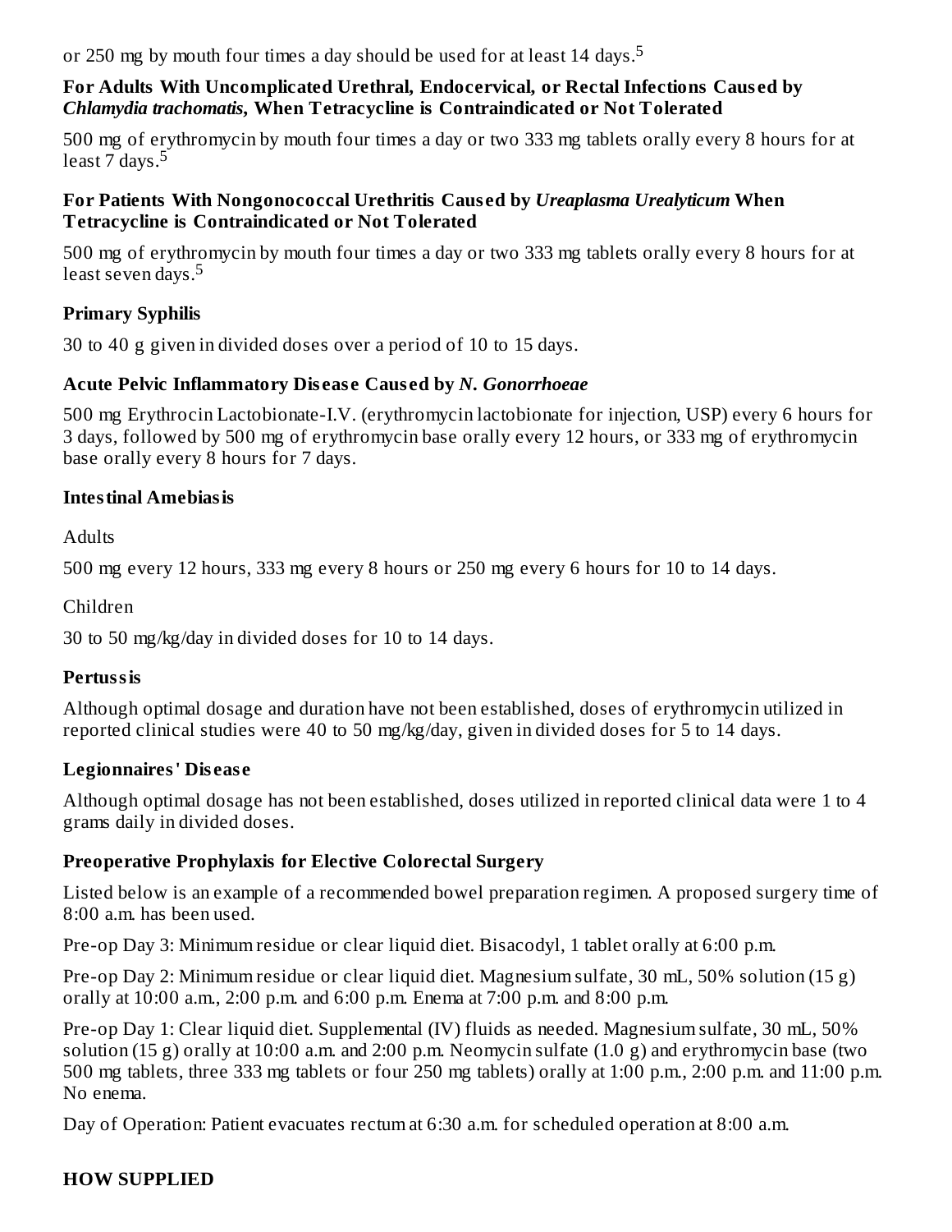or 250 mg by mouth four times a day should be used for at least 14 days.[5]

**For Adults With Uncomplicated Urethral, Endocervical, or Rectal Infections Caused by *Chlamydia trachomatis*, When Tetracycline is Contraindicated or Not Tolerated**

500 mg of erythromycin by mouth four times a day or two 333 mg tablets orally every 8 hours for at least 7 days.[5]

**For Patients With Nongonococcal Urethritis Caused by *Ureaplasma Urealyticum* When Tetracycline is Contraindicated or Not Tolerated**

500 mg of erythromycin by mouth four times a day or two 333 mg tablets orally every 8 hours for at least seven days.[5]

**Primary Syphilis**

30 to 40 g given in divided doses over a period of 10 to 15 days.

**Acute Pelvic Inflammatory Disease Caused by *N. Gonorrhoeae***

500 mg Erythrocin Lactobionate-I.V. (erythromycin lactobionate for injection, USP) every 6 hours for 3 days, followed by 500 mg of erythromycin base orally every 12 hours, or 333 mg of erythromycin base orally every 8 hours for 7 days.

**Intestinal Amebiasis**

Adults

500 mg every 12 hours, 333 mg every 8 hours or 250 mg every 6 hours for 10 to 14 days.

Children

30 to 50 mg/kg/day in divided doses for 10 to 14 days.

**Pertussis**

Although optimal dosage and duration have not been established, doses of erythromycin utilized in reported clinical studies were 40 to 50 mg/kg/day, given in divided doses for 5 to 14 days.

**Legionnaires' Disease**

Although optimal dosage has not been established, doses utilized in reported clinical data were 1 to 4 grams daily in divided doses.

**Preoperative Prophylaxis for Elective Colorectal Surgery**

Listed below is an example of a recommended bowel preparation regimen. A proposed surgery time of 8:00 a.m. has been used.

Pre-op Day 3: Minimum residue or clear liquid diet. Bisacodyl, 1 tablet orally at 6:00 p.m.

Pre-op Day 2: Minimum residue or clear liquid diet. Magnesium sulfate, 30 mL, 50% solution (15 g) orally at 10:00 a.m., 2:00 p.m. and 6:00 p.m. Enema at 7:00 p.m. and 8:00 p.m.

Pre-op Day 1: Clear liquid diet. Supplemental (IV) fluids as needed. Magnesium sulfate, 30 mL, 50% solution (15 g) orally at 10:00 a.m. and 2:00 p.m. Neomycin sulfate (1.0 g) and erythromycin base (two 500 mg tablets, three 333 mg tablets or four 250 mg tablets) orally at 1:00 p.m., 2:00 p.m. and 11:00 p.m. No enema.

Day of Operation: Patient evacuates rectum at 6:30 a.m. for scheduled operation at 8:00 a.m.

## HOW SUPPLIED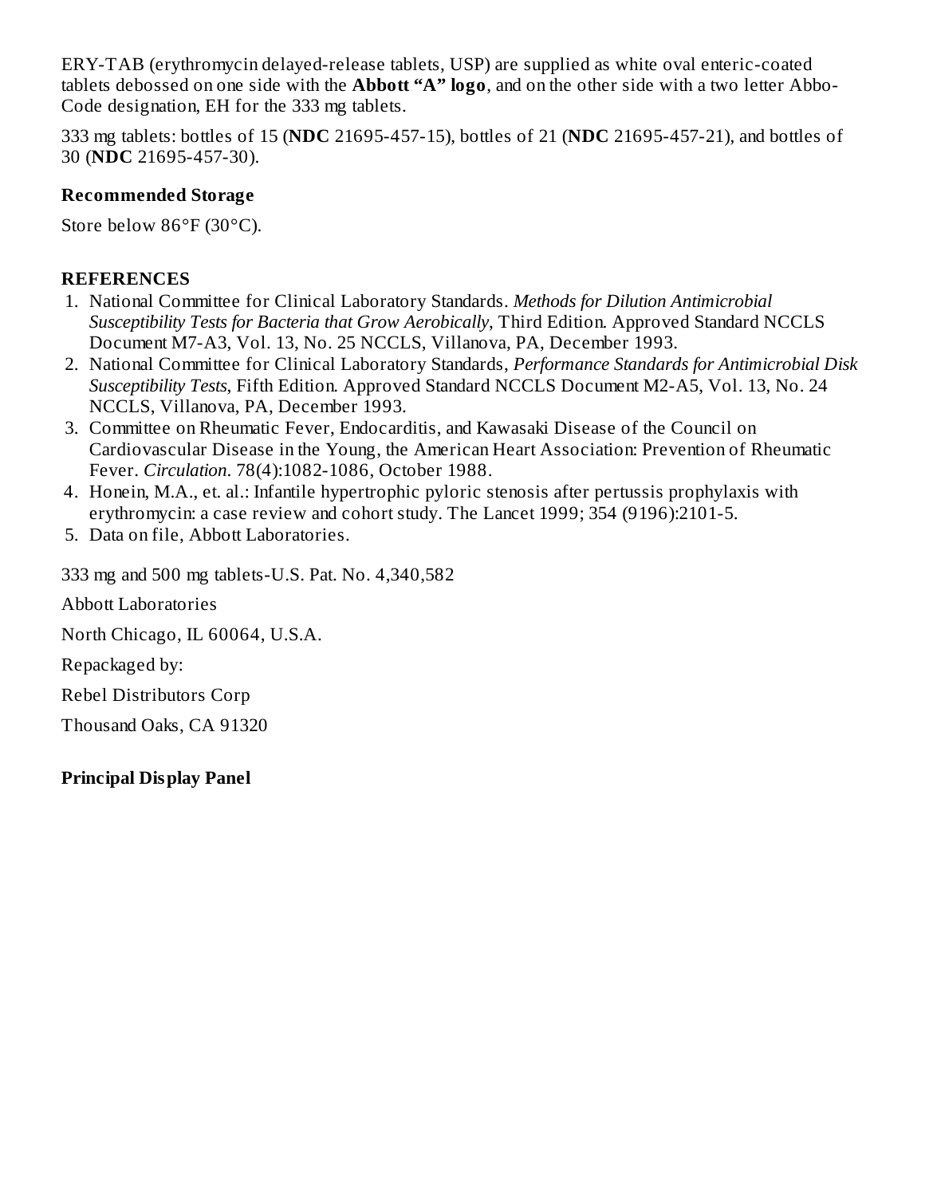ERY-TAB (erythromycin delayed-release tablets, USP) are supplied as white oval enteric-coated tablets debossed on one side with the **Abbott "A" logo**, and on the other side with a two letter Abbo-Code designation, EH for the 333 mg tablets.

333 mg tablets: bottles of 15 (**NDC** 21695-457-15), bottles of 21 (**NDC** 21695-457-21), and bottles of 30 (**NDC** 21695-457-30).

### Recommended Storage

Store below 86°F (30°C).

## REFERENCES

1. National Committee for Clinical Laboratory Standards. *Methods for Dilution Antimicrobial Susceptibility Tests for Bacteria that Grow Aerobically*, Third Edition. Approved Standard NCCLS Document M7-A3, Vol. 13, No. 25 NCCLS, Villanova, PA, December 1993.
2. National Committee for Clinical Laboratory Standards, *Performance Standards for Antimicrobial Disk Susceptibility Tests*, Fifth Edition. Approved Standard NCCLS Document M2-A5, Vol. 13, No. 24 NCCLS, Villanova, PA, December 1993.
3. Committee on Rheumatic Fever, Endocarditis, and Kawasaki Disease of the Council on Cardiovascular Disease in the Young, the American Heart Association: Prevention of Rheumatic Fever. *Circulation*. 78(4):1082-1086, October 1988.
4. Honein, M.A., et. al.: Infantile hypertrophic pyloric stenosis after pertussis prophylaxis with erythromycin: a case review and cohort study. The Lancet 1999; 354 (9196):2101-5.
5. Data on file, Abbott Laboratories.

333 mg and 500 mg tablets-U.S. Pat. No. 4,340,582

Abbott Laboratories

North Chicago, IL 60064, U.S.A.

Repackaged by:

Rebel Distributors Corp

Thousand Oaks, CA 91320

### Principal Display Panel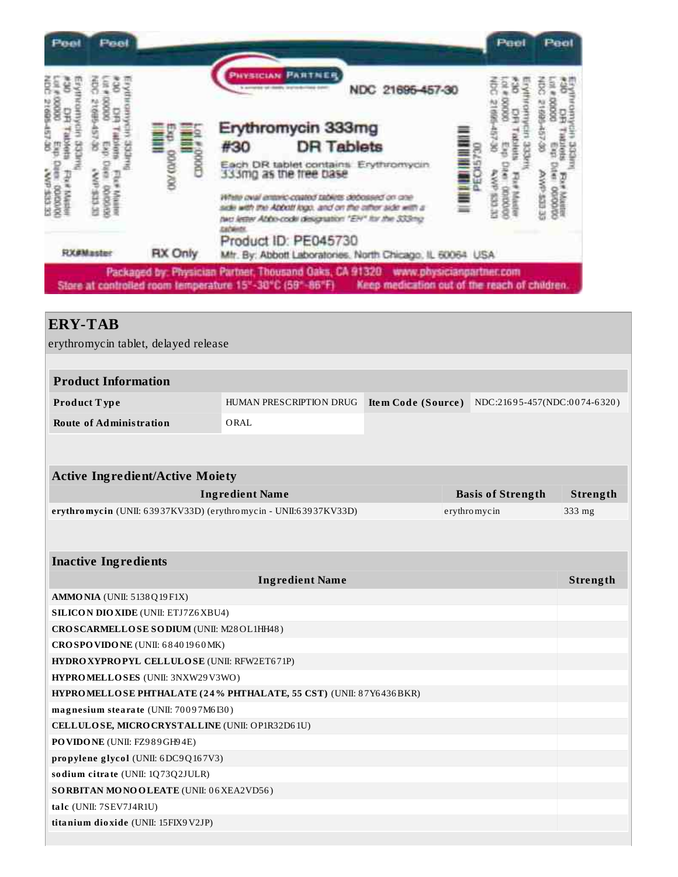Peel Peel

Peel Peel

PHYSICIAN PARTNER

NDC 21695-457-30

Erythromycin 333mg
#30 DR Tablets

Each DR tablet contains Erythromycin 333mg as the free base

White oval enteric-coated tablets debossed on one side with the Abbott logo, and on the other side with a two letter Abbo-code designation "EH" for the 333mg tablets.

Product ID: PE045730

Mfr. By: Abbott Laboratories, North Chicago, IL 60064 USA

Lot # 0000
Exp. 00/00/00

PE015730

RX#Master

RX Only

Erythromycin 333mg
#30 DR Tablets File Master
Lot # 00000 Exp. Date: 00/00/00
NDC 21695-457-30 AWP $33.33

Packaged by: Physician Partner, Thousand Oaks, CA 91320 www.physicianpartner.com
Store at controlled room temperature 15°-30°C (59°-86°F) Keep medication out of the reach of children.

## ERY-TAB

erythromycin tablet, delayed release

| Product Information | | | |
|---|---|---|---|
| **Product Type** | HUMAN PRESCRIPTION DRUG | **Item Code (Source)** | NDC:21695-457(NDC:0074-6320) |
| **Route of Administration** | ORAL | | |

| Active Ingredient/Active Moiety | | |
|---|---|---|
| **Ingredient Name** | **Basis of Strength** | **Strength** |
| **erythromycin** (UNII: 63937KV33D) (erythromycin - UNII:63937KV33D) | erythromycin | 333 mg |

| Inactive Ingredients | |
|---|---|
| **Ingredient Name** | **Strength** |
| **AMMONIA** (UNII: 5138Q19F1X) | |
| **SILICON DIOXIDE** (UNII: ETJ7Z6XBU4) | |
| **CROSCARMELLOSE SODIUM** (UNII: M28OL1HH48) | |
| **CROSPOVIDONE** (UNII: 68401960MK) | |
| **HYDROXYPROPYL CELLULOSE** (UNII: RFW2ET671P) | |
| **HYPROMELLOSES** (UNII: 3NXW29V3WO) | |
| **HYPROMELLOSE PHTHALATE (24% PHTHALATE, 55 CST)** (UNII: 87Y6436BKR) | |
| **magnesium stearate** (UNII: 70097M6I30) | |
| **CELLULOSE, MICROCRYSTALLINE** (UNII: OP1R32D61U) | |
| **POVIDONE** (UNII: FZ989GH94E) | |
| **propylene glycol** (UNII: 6DC9Q167V3) | |
| **sodium citrate** (UNII: 1Q73Q2JULR) | |
| **SORBITAN MONOOLEATE** (UNII: 06XEA2VD56) | |
| **talc** (UNII: 7SEV7J4R1U) | |
| **titanium dioxide** (UNII: 15FIX9V2JP) | |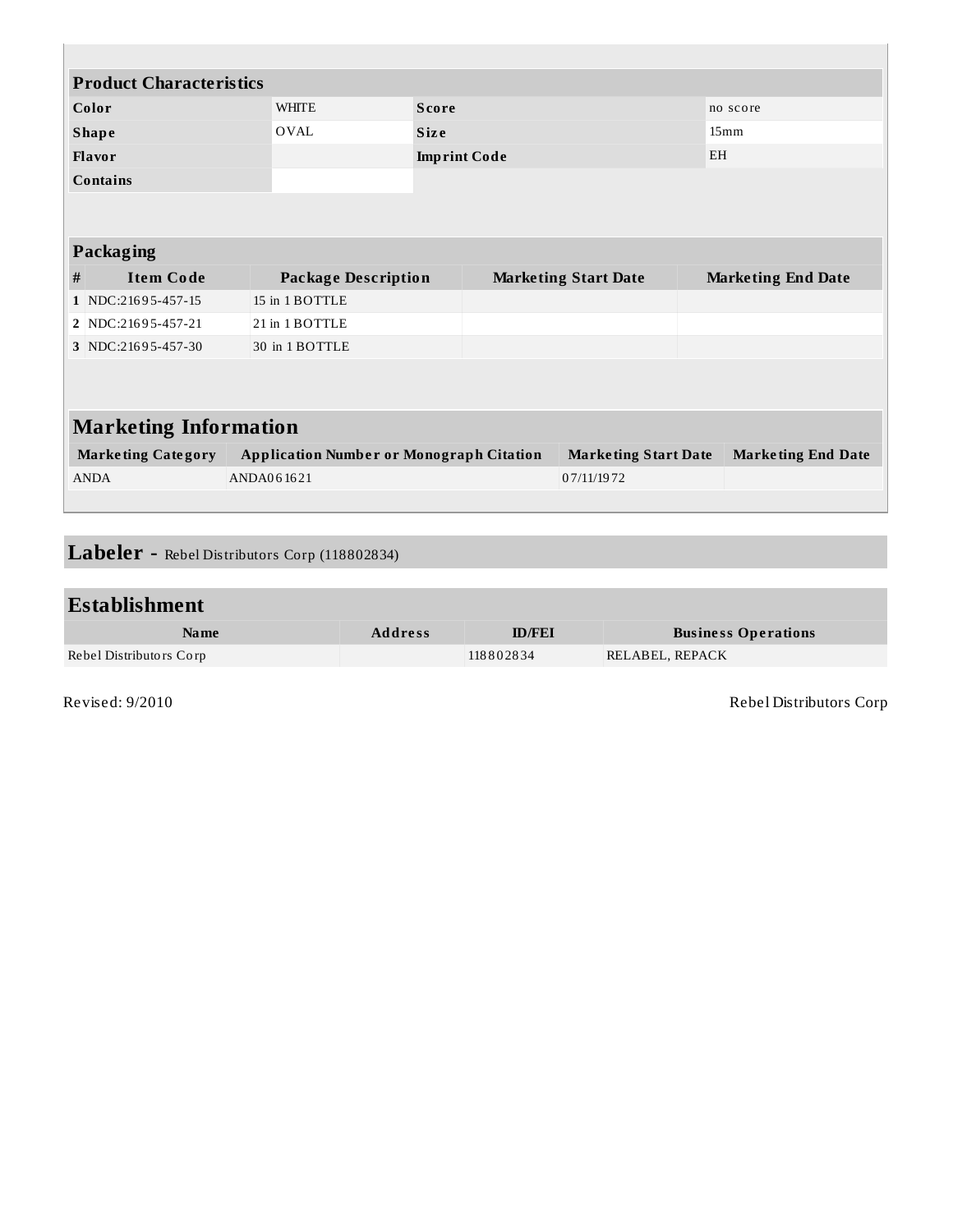| Product Characteristics | | | |
|---|---|---|---|
| **Color** | WHITE | **Score** | no score |
| **Shape** | OVAL | **Size** | 15mm |
| **Flavor** | | **Imprint Code** | EH |
| **Contains** | | | |

**Packaging**

| # | Item Code | Package Description | Marketing Start Date | Marketing End Date |
|---|---|---|---|---|
| 1 | NDC:21695-457-15 | 15 in 1 BOTTLE | | |
| 2 | NDC:21695-457-21 | 21 in 1 BOTTLE | | |
| 3 | NDC:21695-457-30 | 30 in 1 BOTTLE | | |

## Marketing Information

| Marketing Category | Application Number or Monograph Citation | Marketing Start Date | Marketing End Date |
|---|---|---|---|
| ANDA | ANDA061621 | 07/11/1972 | |

## Labeler - Rebel Distributors Corp (118802834)

## Establishment

| Name | Address | ID/FEI | Business Operations |
|---|---|---|---|
| Rebel Distributors Corp | | 118802834 | RELABEL, REPACK |

Revised: 9/2010

Rebel Distributors Corp